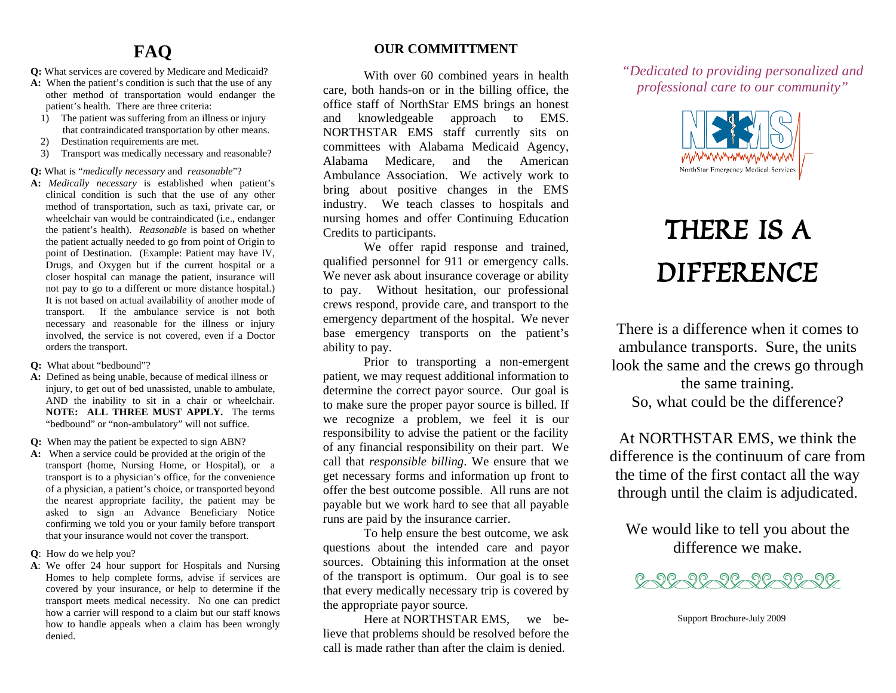# FAQ

**Q:** What services are covered by Medicare and Medicaid?

**A:** When the patient's condition is such that the use of any other method of transportation would endanger the patient's health. There are three criteria:

1) The patient was suffering from an illness or injury that contraindicated transportation by other means.
2) Destination requirements are met.
3) Transport was medically necessary and reasonable?

**Q:** What is "*medically necessary* and *reasonable*"?

**A:** *Medically necessary* is established when patient's clinical condition is such that the use of any other method of transportation, such as taxi, private car, or wheelchair van would be contraindicated (i.e., endanger the patient's health). *Reasonable* is based on whether the patient actually needed to go from point of Origin to point of Destination. (Example: Patient may have IV, Drugs, and Oxygen but if the current hospital or a closer hospital can manage the patient, insurance will not pay to go to a different or more distance hospital.) It is not based on actual availability of another mode of transport. If the ambulance service is not both necessary and reasonable for the illness or injury involved, the service is not covered, even if a Doctor orders the transport.

**Q:** What about "bedbound"?

**A:** Defined as being unable, because of medical illness or injury, to get out of bed unassisted, unable to ambulate, AND the inability to sit in a chair or wheelchair. **NOTE: ALL THREE MUST APPLY.** The terms "bedbound" or "non-ambulatory" will not suffice.

**Q:** When may the patient be expected to sign ABN?

**A:** When a service could be provided at the origin of the transport (home, Nursing Home, or Hospital), or a transport is to a physician's office, for the convenience of a physician, a patient's choice, or transported beyond the nearest appropriate facility, the patient may be asked to sign an Advance Beneficiary Notice confirming we told you or your family before transport that your insurance would not cover the transport.

**Q**: How do we help you?

**A**: We offer 24 hour support for Hospitals and Nursing Homes to help complete forms, advise if services are covered by your insurance, or help to determine if the transport meets medical necessity. No one can predict how a carrier will respond to a claim but our staff knows how to handle appeals when a claim has been wrongly denied.

## OUR COMMITTMENT

With over 60 combined years in health care, both hands-on or in the billing office, the office staff of NorthStar EMS brings an honest and knowledgeable approach to EMS. NORTHSTAR EMS staff currently sits on committees with Alabama Medicaid Agency, Alabama Medicare, and the American Ambulance Association. We actively work to bring about positive changes in the EMS industry. We teach classes to hospitals and nursing homes and offer Continuing Education Credits to participants.

We offer rapid response and trained, qualified personnel for 911 or emergency calls. We never ask about insurance coverage or ability to pay. Without hesitation, our professional crews respond, provide care, and transport to the emergency department of the hospital. We never base emergency transports on the patient's ability to pay.

Prior to transporting a non-emergent patient, we may request additional information to determine the correct payor source. Our goal is to make sure the proper payor source is billed. If we recognize a problem, we feel it is our responsibility to advise the patient or the facility of any financial responsibility on their part. We call that *responsible billing*. We ensure that we get necessary forms and information up front to offer the best outcome possible. All runs are not payable but we work hard to see that all payable runs are paid by the insurance carrier.

To help ensure the best outcome, we ask questions about the intended care and payor sources. Obtaining this information at the onset of the transport is optimum. Our goal is to see that every medically necessary trip is covered by the appropriate payor source.

Here at NORTHSTAR EMS, we believe that problems should be resolved before the call is made rather than after the claim is denied.

*"Dedicated to providing personalized and professional care to our community"*

NEMS
NorthStar Emergency Medical Services

# THERE IS A DIFFERENCE

There is a difference when it comes to ambulance transports. Sure, the units look the same and the crews go through the same training.
So, what could be the difference?

At NORTHSTAR EMS, we think the difference is the continuum of care from the time of the first contact all the way through until the claim is adjudicated.

We would like to tell you about the difference we make.

Support Brochure-July 2009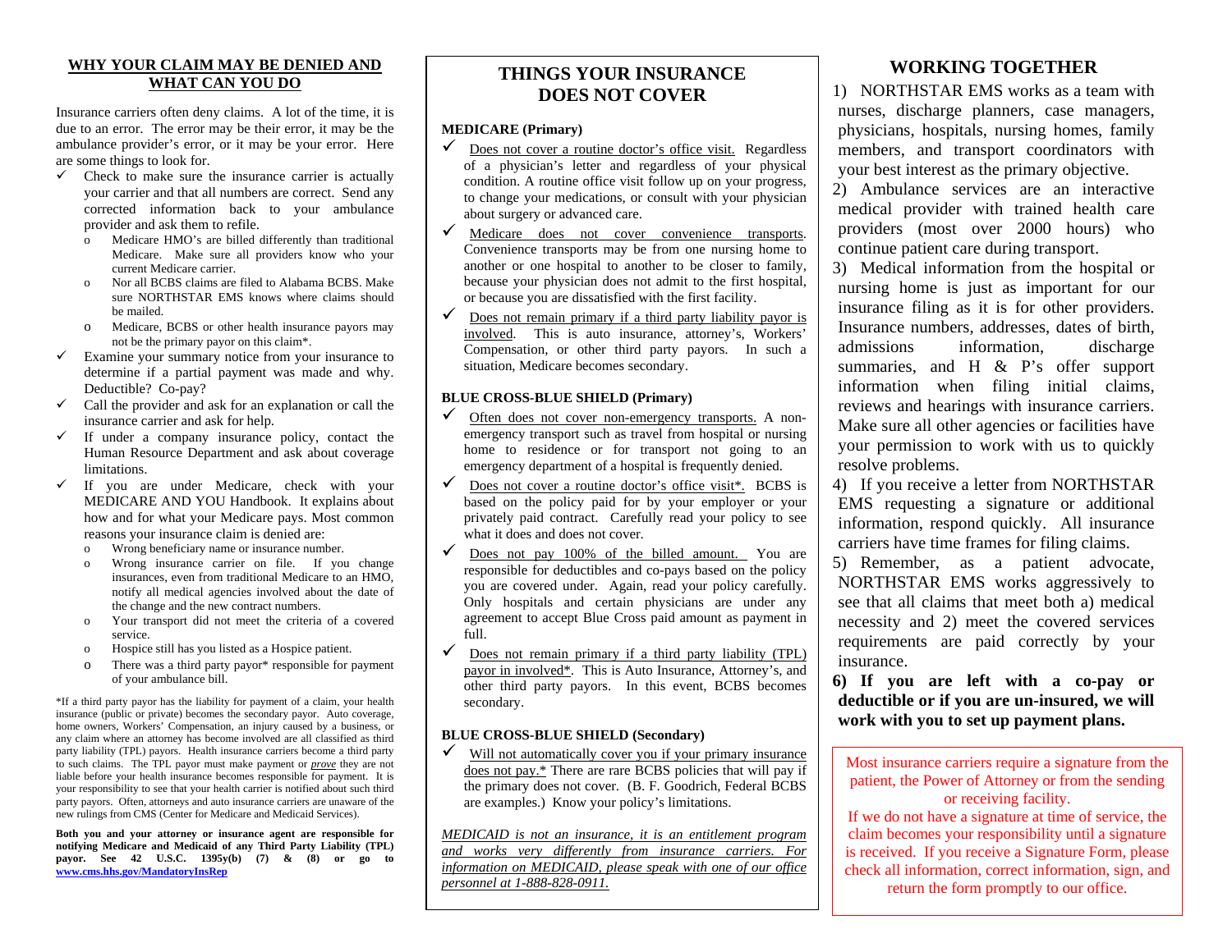## WHY YOUR CLAIM MAY BE DENIED AND WHAT CAN YOU DO

Insurance carriers often deny claims. A lot of the time, it is due to an error. The error may be their error, it may be the ambulance provider's error, or it may be your error. Here are some things to look for.

- ✓ Check to make sure the insurance carrier is actually your carrier and that all numbers are correct. Send any corrected information back to your ambulance provider and ask them to refile.
  - Medicare HMO's are billed differently than traditional Medicare. Make sure all providers know who your current Medicare carrier.
  - Nor all BCBS claims are filed to Alabama BCBS. Make sure NORTHSTAR EMS knows where claims should be mailed.
  - Medicare, BCBS or other health insurance payors may not be the primary payor on this claim*.
- ✓ Examine your summary notice from your insurance to determine if a partial payment was made and why. Deductible? Co-pay?
- ✓ Call the provider and ask for an explanation or call the insurance carrier and ask for help.
- ✓ If under a company insurance policy, contact the Human Resource Department and ask about coverage limitations.
- ✓ If you are under Medicare, check with your MEDICARE AND YOU Handbook. It explains about how and for what your Medicare pays. Most common reasons your insurance claim is denied are:
  - Wrong beneficiary name or insurance number.
  - Wrong insurance carrier on file. If you change insurances, even from traditional Medicare to an HMO, notify all medical agencies involved about the date of the change and the new contract numbers.
  - Your transport did not meet the criteria of a covered service.
  - Hospice still has you listed as a Hospice patient.
  - There was a third party payor* responsible for payment of your ambulance bill.

*If a third party payor has the liability for payment of a claim, your health insurance (public or private) becomes the secondary payor. Auto coverage, home owners, Workers' Compensation, an injury caused by a business, or any claim where an attorney has become involved are all classified as third party liability (TPL) payors. Health insurance carriers become a third party to such claims. The TPL payor must make payment or ***prove*** they are not liable before your health insurance becomes responsible for payment. It is your responsibility to see that your health carrier is notified about such third party payors. Often, attorneys and auto insurance carriers are unaware of the new rulings from CMS (Center for Medicare and Medicaid Services).

**Both you and your attorney or insurance agent are responsible for notifying Medicare and Medicaid of any Third Party Liability (TPL) payor. See 42 U.S.C. 1395y(b) (7) & (8) or go to www.cms.hhs.gov/MandatoryInsRep**

## THINGS YOUR INSURANCE DOES NOT COVER

**MEDICARE (Primary)**

- ✓ Does not cover a routine doctor's office visit. Regardless of a physician's letter and regardless of your physical condition. A routine office visit follow up on your progress, to change your medications, or consult with your physician about surgery or advanced care.
- ✓ Medicare does not cover convenience transports. Convenience transports may be from one nursing home to another or one hospital to another to be closer to family, because your physician does not admit to the first hospital, or because you are dissatisfied with the first facility.
- ✓ Does not remain primary if a third party liability payor is involved. This is auto insurance, attorney's, Workers' Compensation, or other third party payors. In such a situation, Medicare becomes secondary.

**BLUE CROSS-BLUE SHIELD (Primary)**

- ✓ Often does not cover non-emergency transports. A non-emergency transport such as travel from hospital or nursing home to residence or for transport not going to an emergency department of a hospital is frequently denied.
- ✓ Does not cover a routine doctor's office visit*. BCBS is based on the policy paid for by your employer or your privately paid contract. Carefully read your policy to see what it does and does not cover.
- ✓ Does not pay 100% of the billed amount. You are responsible for deductibles and co-pays based on the policy you are covered under. Again, read your policy carefully. Only hospitals and certain physicians are under any agreement to accept Blue Cross paid amount as payment in full.
- ✓ Does not remain primary if a third party liability (TPL) payor in involved*. This is Auto Insurance, Attorney's, and other third party payors. In this event, BCBS becomes secondary.

**BLUE CROSS-BLUE SHIELD (Secondary)**

- ✓ Will not automatically cover you if your primary insurance does not pay.* There are rare BCBS policies that will pay if the primary does not cover. (B. F. Goodrich, Federal BCBS are examples.) Know your policy's limitations.

*MEDICAID is not an insurance, it is an entitlement program and works very differently from insurance carriers. For information on MEDICAID, please speak with one of our office personnel at 1-888-828-0911.*

## WORKING TOGETHER

1) NORTHSTAR EMS works as a team with nurses, discharge planners, case managers, physicians, hospitals, nursing homes, family members, and transport coordinators with your best interest as the primary objective.

2) Ambulance services are an interactive medical provider with trained health care providers (most over 2000 hours) who continue patient care during transport.

3) Medical information from the hospital or nursing home is just as important for our insurance filing as it is for other providers. Insurance numbers, addresses, dates of birth, admissions information, discharge summaries, and H & P's offer support information when filing initial claims, reviews and hearings with insurance carriers. Make sure all other agencies or facilities have your permission to work with us to quickly resolve problems.

4) If you receive a letter from NORTHSTAR EMS requesting a signature or additional information, respond quickly. All insurance carriers have time frames for filing claims.

5) Remember, as a patient advocate, NORTHSTAR EMS works aggressively to see that all claims that meet both a) medical necessity and 2) meet the covered services requirements are paid correctly by your insurance.

**6) If you are left with a co-pay or deductible or if you are un-insured, we will work with you to set up payment plans.**

Most insurance carriers require a signature from the patient, the Power of Attorney or from the sending or receiving facility.
If we do not have a signature at time of service, the claim becomes your responsibility until a signature is received. If you receive a Signature Form, please check all information, correct information, sign, and return the form promptly to our office.